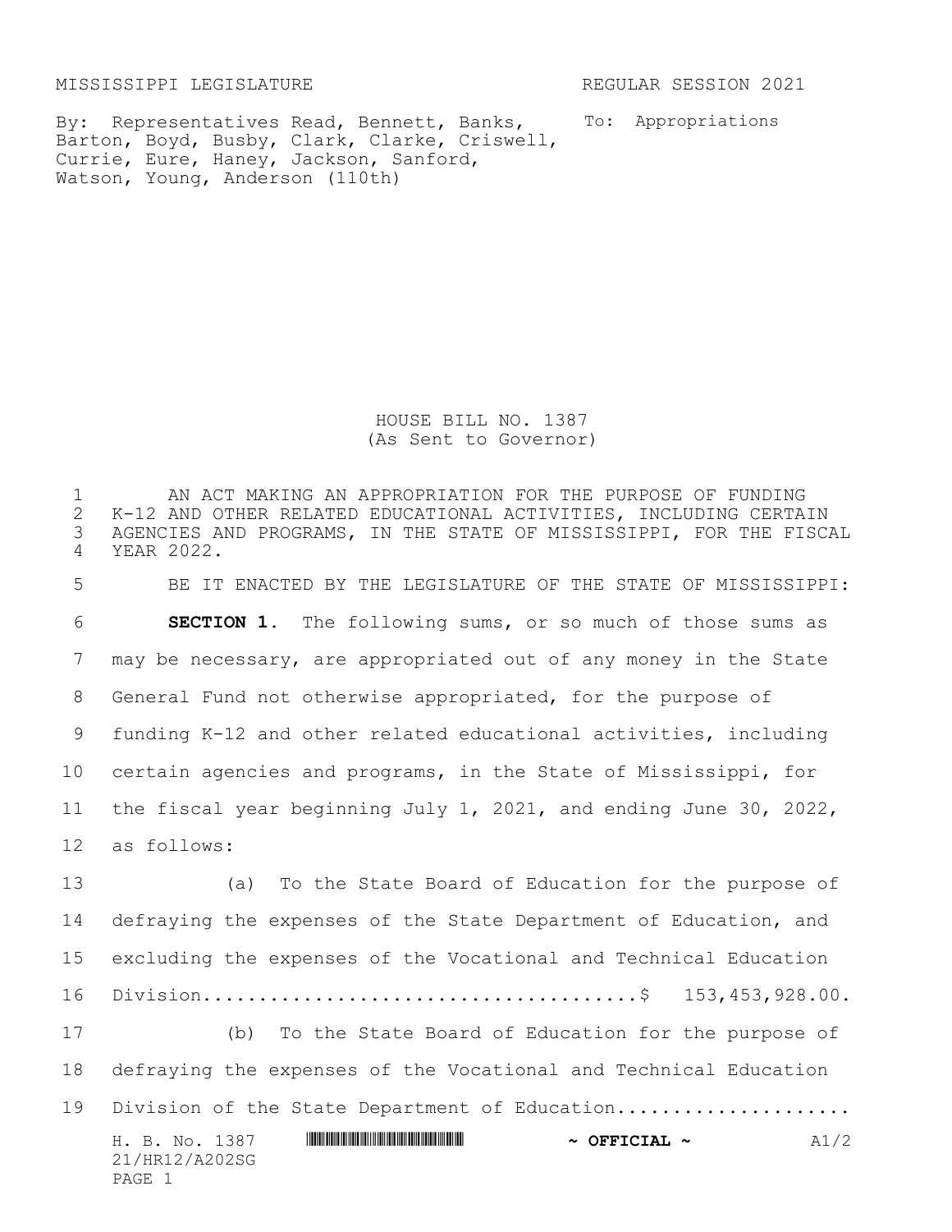MISSISSIPPI LEGISLATURE REGULAR SESSION 2021

By: Representatives Read, Bennett, Banks, Barton, Boyd, Busby, Clark, Clarke, Criswell, Currie, Eure, Haney, Jackson, Sanford, Watson, Young, Anderson (110th)

To: Appropriations

# HOUSE BILL NO. 1387
(As Sent to Governor)

AN ACT MAKING AN APPROPRIATION FOR THE PURPOSE OF FUNDING K-12 AND OTHER RELATED EDUCATIONAL ACTIVITIES, INCLUDING CERTAIN AGENCIES AND PROGRAMS, IN THE STATE OF MISSISSIPPI, FOR THE FISCAL YEAR 2022.

BE IT ENACTED BY THE LEGISLATURE OF THE STATE OF MISSISSIPPI:

**SECTION 1.** The following sums, or so much of those sums as may be necessary, are appropriated out of any money in the State General Fund not otherwise appropriated, for the purpose of funding K-12 and other related educational activities, including certain agencies and programs, in the State of Mississippi, for the fiscal year beginning July 1, 2021, and ending June 30, 2022, as follows:

(a) To the State Board of Education for the purpose of defraying the expenses of the State Department of Education, and excluding the expenses of the Vocational and Technical Education Division.......................................$ 153,453,928.00.

(b) To the State Board of Education for the purpose of defraying the expenses of the Vocational and Technical Education Division of the State Department of Education....................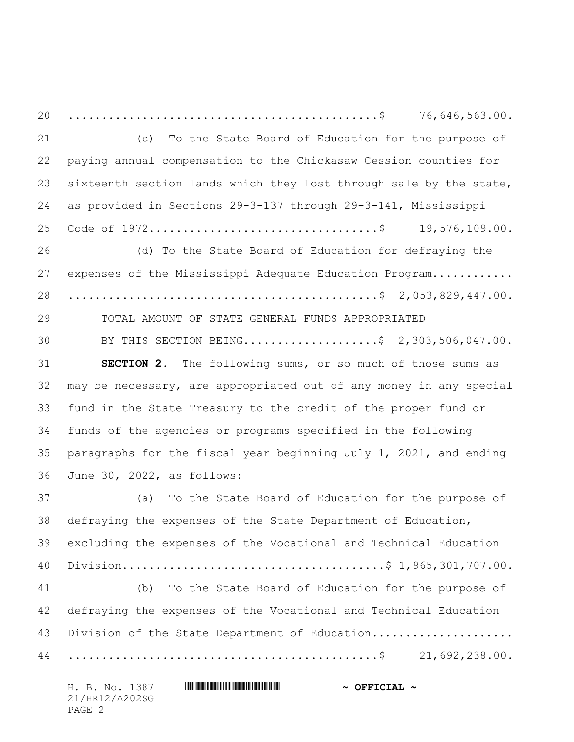...............................................$ 76,646,563.00.

(c) To the State Board of Education for the purpose of paying annual compensation to the Chickasaw Cession counties for sixteenth section lands which they lost through sale by the state, as provided in Sections 29-3-137 through 29-3-141, Mississippi Code of 1972.................................$ 19,576,109.00.

(d) To the State Board of Education for defraying the expenses of the Mississippi Adequate Education Program............ ...............................................$ 2,053,829,447.00.

TOTAL AMOUNT OF STATE GENERAL FUNDS APPROPRIATED BY THIS SECTION BEING....................$ 2,303,506,047.00.

**SECTION 2.** The following sums, or so much of those sums as may be necessary, are appropriated out of any money in any special fund in the State Treasury to the credit of the proper fund or funds of the agencies or programs specified in the following paragraphs for the fiscal year beginning July 1, 2021, and ending June 30, 2022, as follows:

(a) To the State Board of Education for the purpose of defraying the expenses of the State Department of Education, excluding the expenses of the Vocational and Technical Education Division......................................$ 1,965,301,707.00.

(b) To the State Board of Education for the purpose of defraying the expenses of the Vocational and Technical Education Division of the State Department of Education.................... ...............................................$ 21,692,238.00.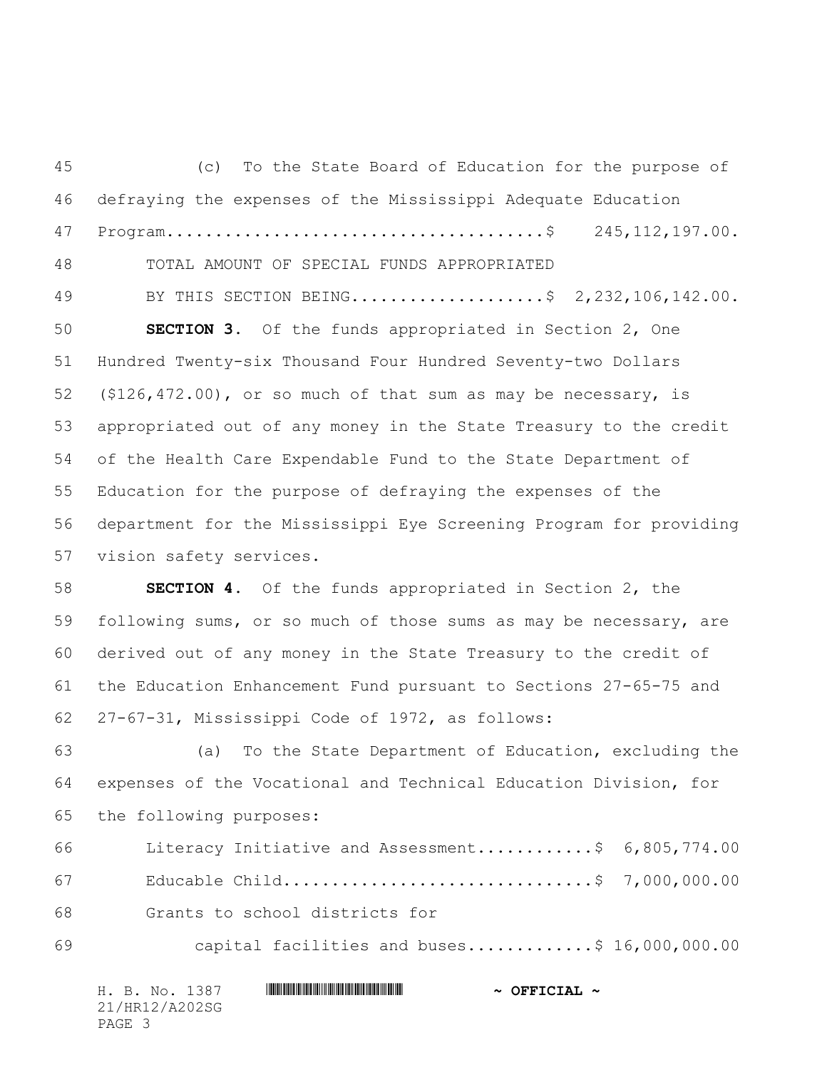(c) To the State Board of Education for the purpose of defraying the expenses of the Mississippi Adequate Education Program......................................$ 245,112,197.00.

TOTAL AMOUNT OF SPECIAL FUNDS APPROPRIATED BY THIS SECTION BEING....................$ 2,232,106,142.00.

**SECTION 3.** Of the funds appropriated in Section 2, One Hundred Twenty-six Thousand Four Hundred Seventy-two Dollars ($126,472.00), or so much of that sum as may be necessary, is appropriated out of any money in the State Treasury to the credit of the Health Care Expendable Fund to the State Department of Education for the purpose of defraying the expenses of the department for the Mississippi Eye Screening Program for providing vision safety services.

**SECTION 4.** Of the funds appropriated in Section 2, the following sums, or so much of those sums as may be necessary, are derived out of any money in the State Treasury to the credit of the Education Enhancement Fund pursuant to Sections 27-65-75 and 27-67-31, Mississippi Code of 1972, as follows:

(a) To the State Department of Education, excluding the expenses of the Vocational and Technical Education Division, for the following purposes:

Literacy Initiative and Assessment............$ 6,805,774.00

Educable Child...............................$ 7,000,000.00

Grants to school districts for capital facilities and buses.............$ 16,000,000.00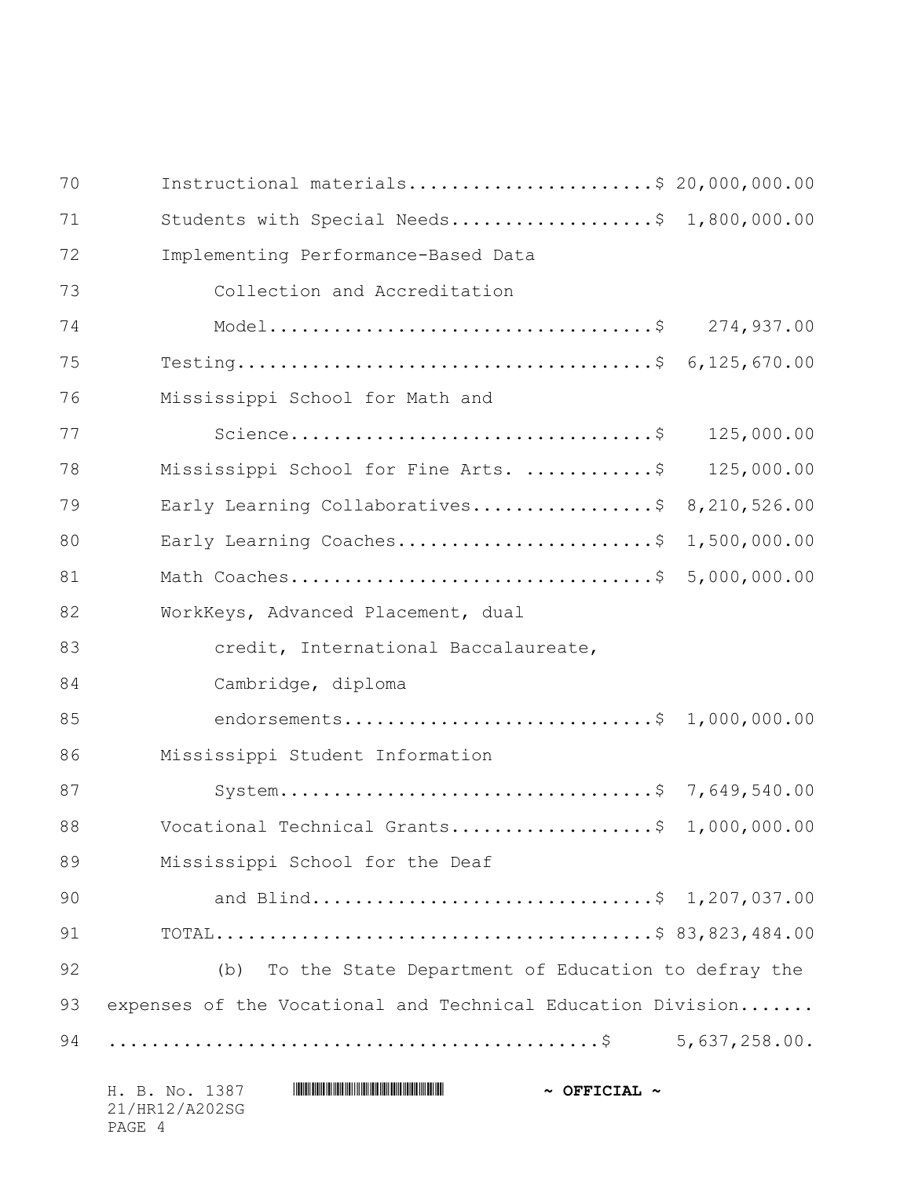Instructional materials.......................$ 20,000,000.00

Students with Special Needs...................$ 1,800,000.00

Implementing Performance-Based Data Collection and Accreditation Model...................................$ 274,937.00

Testing.......................................$ 6,125,670.00

Mississippi School for Math and Science.................................$ 125,000.00

Mississippi School for Fine Arts. ............$ 125,000.00

Early Learning Collaboratives.................$ 8,210,526.00

Early Learning Coaches........................$ 1,500,000.00

Math Coaches..................................$ 5,000,000.00

WorkKeys, Advanced Placement, dual credit, International Baccalaureate, Cambridge, diploma endorsements............................$ 1,000,000.00

Mississippi Student Information System..................................$ 7,649,540.00

Vocational Technical Grants...................$ 1,000,000.00

Mississippi School for the Deaf and Blind...............................$ 1,207,037.00

TOTAL.........................................$ 83,823,484.00

(b) To the State Department of Education to defray the expenses of the Vocational and Technical Education Division....... ............................................$ 5,637,258.00.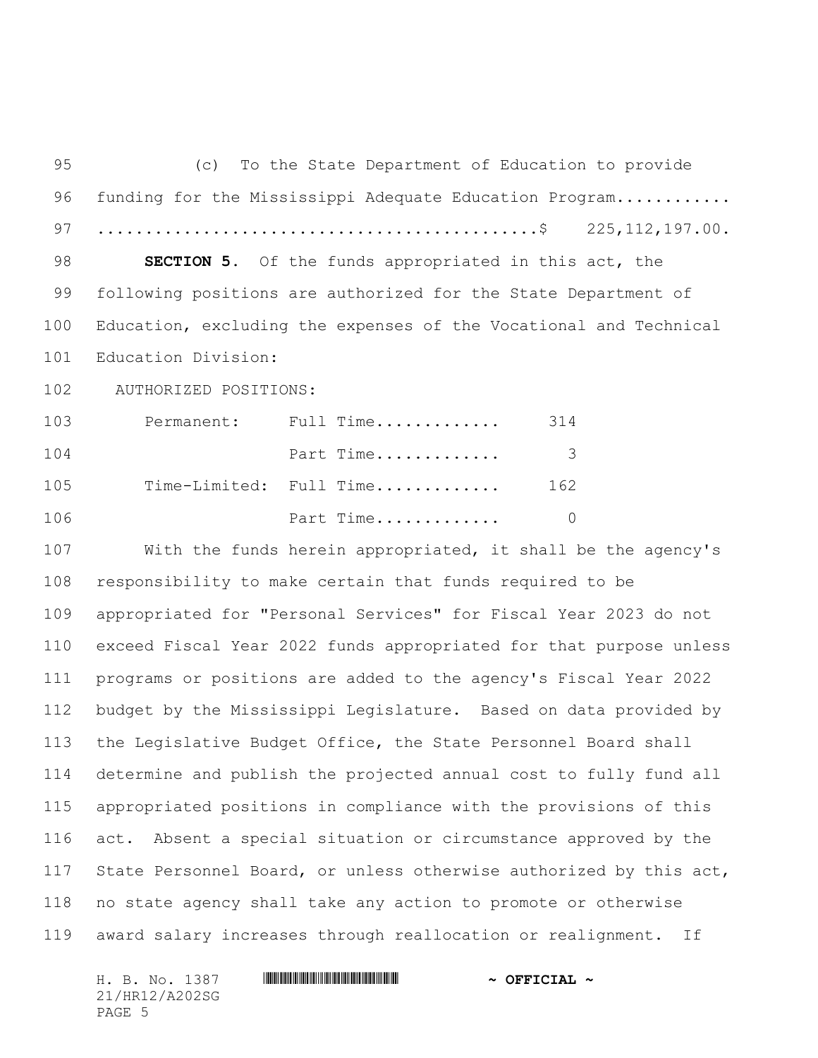(c) To the State Department of Education to provide funding for the Mississippi Adequate Education Program............ .............................................$ 225,112,197.00.

**SECTION 5.** Of the funds appropriated in this act, the following positions are authorized for the State Department of Education, excluding the expenses of the Vocational and Technical Education Division:

AUTHORIZED POSITIONS:

| | | |
|---|---|---|
| Permanent: | Full Time............. | 314 |
| | Part Time............. | 3 |
| Time-Limited: | Full Time............. | 162 |
| | Part Time............. | 0 |

With the funds herein appropriated, it shall be the agency's responsibility to make certain that funds required to be appropriated for "Personal Services" for Fiscal Year 2023 do not exceed Fiscal Year 2022 funds appropriated for that purpose unless programs or positions are added to the agency's Fiscal Year 2022 budget by the Mississippi Legislature. Based on data provided by the Legislative Budget Office, the State Personnel Board shall determine and publish the projected annual cost to fully fund all appropriated positions in compliance with the provisions of this act. Absent a special situation or circumstance approved by the State Personnel Board, or unless otherwise authorized by this act, no state agency shall take any action to promote or otherwise award salary increases through reallocation or realignment. If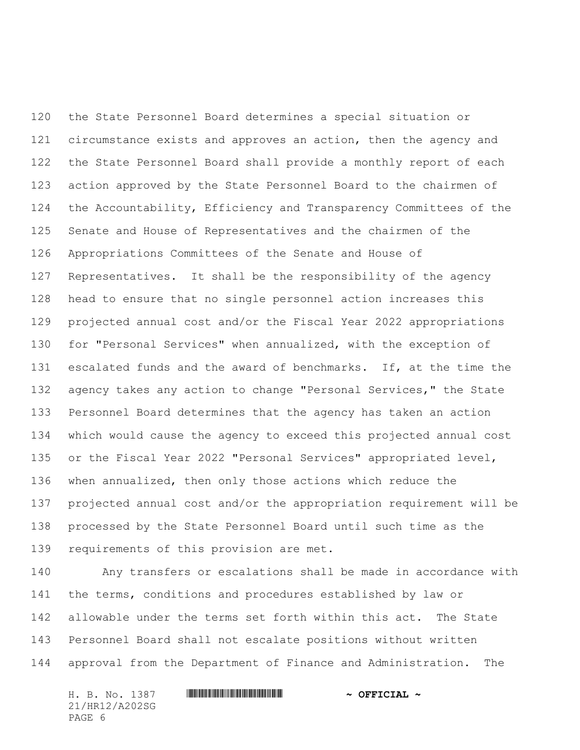the State Personnel Board determines a special situation or circumstance exists and approves an action, then the agency and the State Personnel Board shall provide a monthly report of each action approved by the State Personnel Board to the chairmen of the Accountability, Efficiency and Transparency Committees of the Senate and House of Representatives and the chairmen of the Appropriations Committees of the Senate and House of Representatives. It shall be the responsibility of the agency head to ensure that no single personnel action increases this projected annual cost and/or the Fiscal Year 2022 appropriations for "Personal Services" when annualized, with the exception of escalated funds and the award of benchmarks. If, at the time the agency takes any action to change "Personal Services," the State Personnel Board determines that the agency has taken an action which would cause the agency to exceed this projected annual cost or the Fiscal Year 2022 "Personal Services" appropriated level, when annualized, then only those actions which reduce the projected annual cost and/or the appropriation requirement will be processed by the State Personnel Board until such time as the requirements of this provision are met.

Any transfers or escalations shall be made in accordance with the terms, conditions and procedures established by law or allowable under the terms set forth within this act. The State Personnel Board shall not escalate positions without written approval from the Department of Finance and Administration. The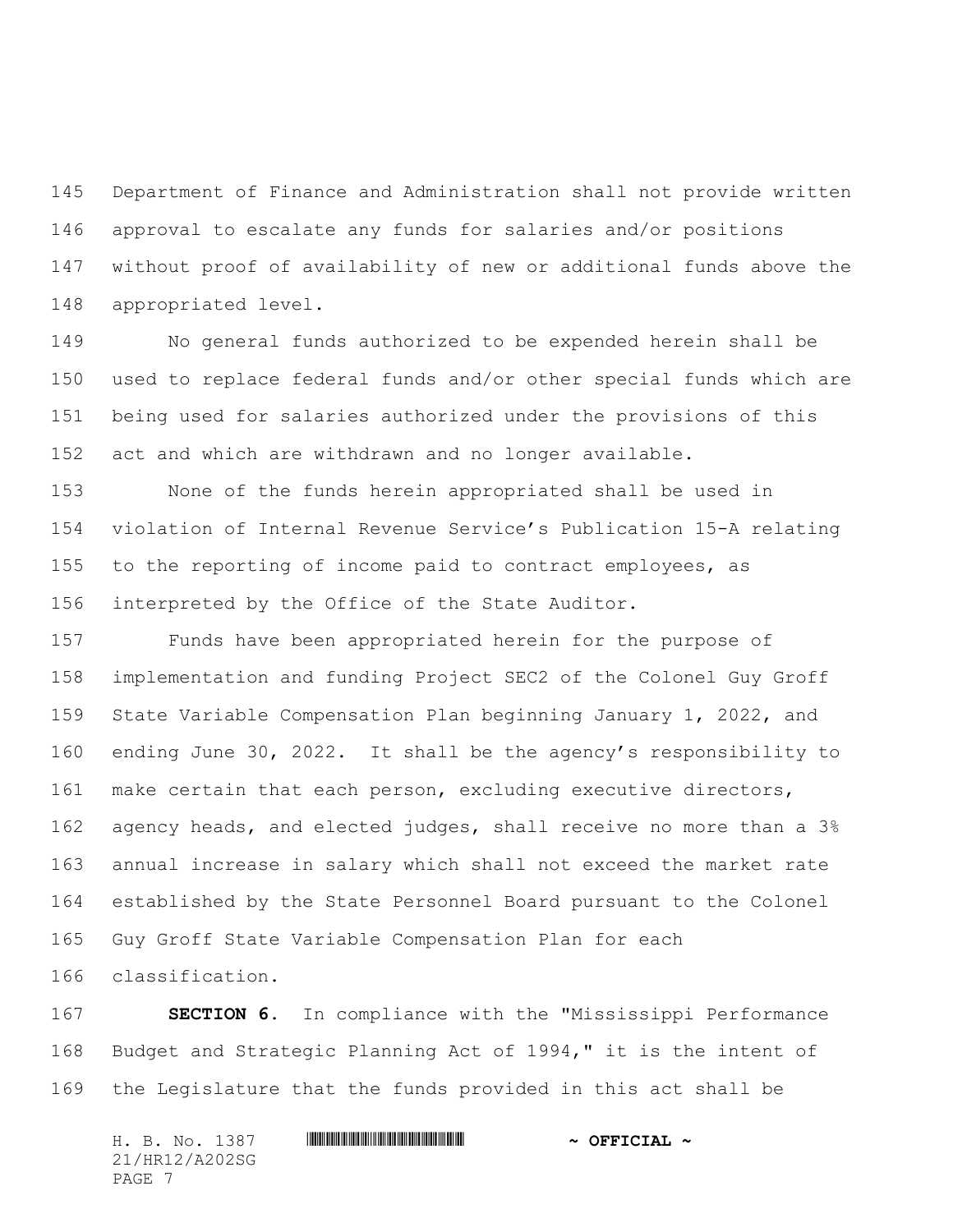Department of Finance and Administration shall not provide written approval to escalate any funds for salaries and/or positions without proof of availability of new or additional funds above the appropriated level.

No general funds authorized to be expended herein shall be used to replace federal funds and/or other special funds which are being used for salaries authorized under the provisions of this act and which are withdrawn and no longer available.

None of the funds herein appropriated shall be used in violation of Internal Revenue Service's Publication 15-A relating to the reporting of income paid to contract employees, as interpreted by the Office of the State Auditor.

Funds have been appropriated herein for the purpose of implementation and funding Project SEC2 of the Colonel Guy Groff State Variable Compensation Plan beginning January 1, 2022, and ending June 30, 2022. It shall be the agency's responsibility to make certain that each person, excluding executive directors, agency heads, and elected judges, shall receive no more than a 3% annual increase in salary which shall not exceed the market rate established by the State Personnel Board pursuant to the Colonel Guy Groff State Variable Compensation Plan for each classification.

**SECTION 6.** In compliance with the "Mississippi Performance Budget and Strategic Planning Act of 1994," it is the intent of the Legislature that the funds provided in this act shall be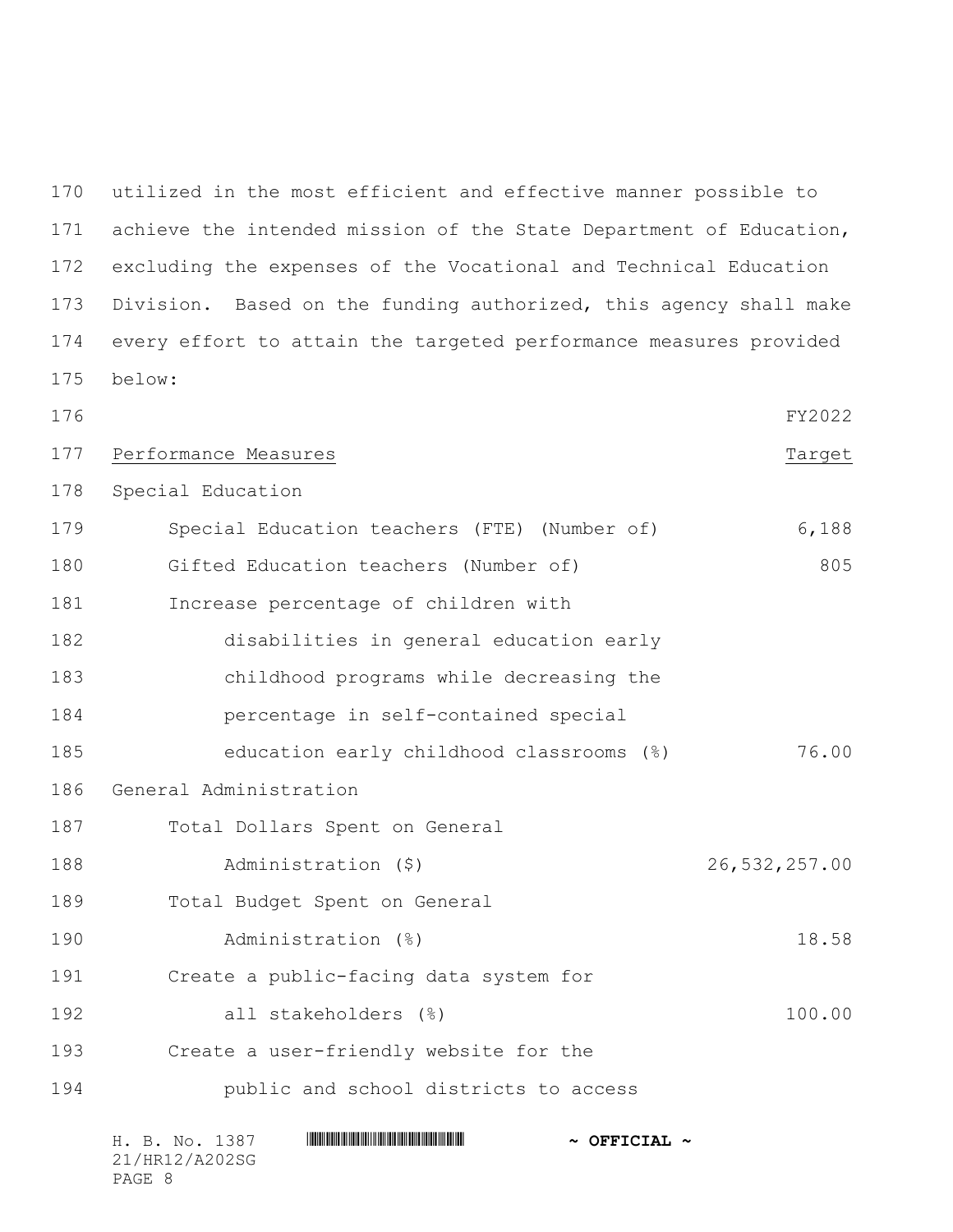utilized in the most efficient and effective manner possible to achieve the intended mission of the State Department of Education, excluding the expenses of the Vocational and Technical Education Division. Based on the funding authorized, this agency shall make every effort to attain the targeted performance measures provided below:

| Performance Measures | FY2022 Target |
|---|---|
| **Special Education** | |
| Special Education teachers (FTE) (Number of) | 6,188 |
| Gifted Education teachers (Number of) | 805 |
| Increase percentage of children with disabilities in general education early childhood programs while decreasing the percentage in self-contained special education early childhood classrooms (%) | 76.00 |
| **General Administration** | |
| Total Dollars Spent on General Administration ($) | 26,532,257.00 |
| Total Budget Spent on General Administration (%) | 18.58 |
| Create a public-facing data system for all stakeholders (%) | 100.00 |
| Create a user-friendly website for the public and school districts to access | |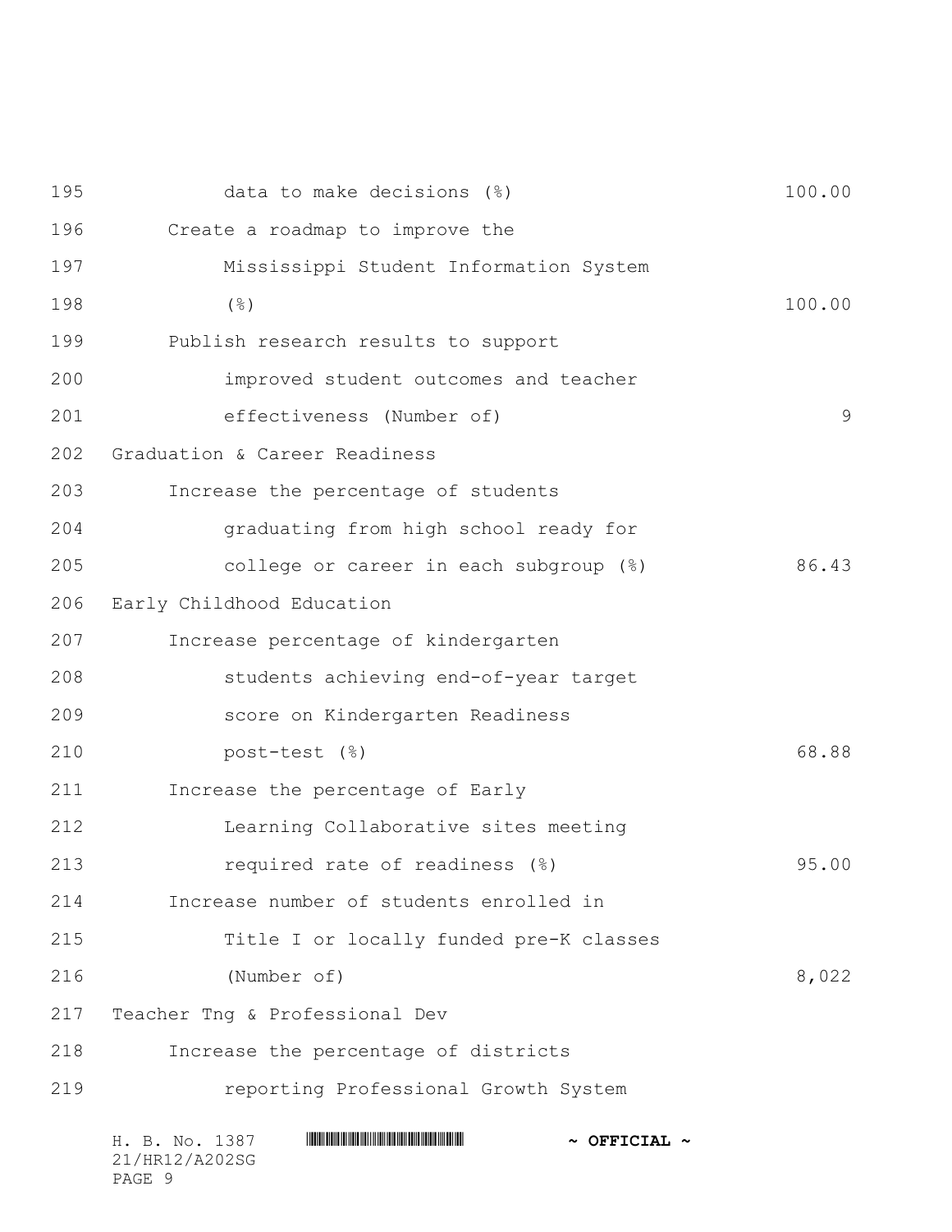data to make decisions (%) 100.00

Create a roadmap to improve the Mississippi Student Information System (%) 100.00

Publish research results to support improved student outcomes and teacher effectiveness (Number of) 9

Graduation & Career Readiness

Increase the percentage of students graduating from high school ready for college or career in each subgroup (%) 86.43

Early Childhood Education

Increase percentage of kindergarten students achieving end-of-year target score on Kindergarten Readiness post-test (%) 68.88

Increase the percentage of Early Learning Collaborative sites meeting required rate of readiness (%) 95.00

Increase number of students enrolled in Title I or locally funded pre-K classes (Number of) 8,022

Teacher Tng & Professional Dev

Increase the percentage of districts reporting Professional Growth System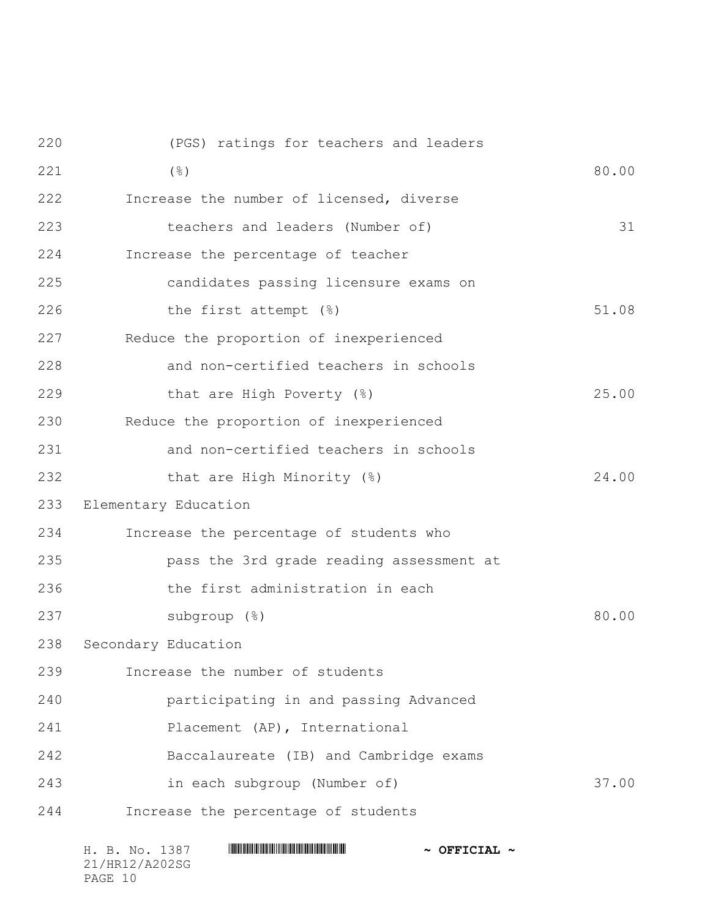| | |
|---|---|
| (PGS) ratings for teachers and leaders (%) | 80.00 |
| Increase the number of licensed, diverse teachers and leaders (Number of) | 31 |
| Increase the percentage of teacher candidates passing licensure exams on the first attempt (%) | 51.08 |
| Reduce the proportion of inexperienced and non-certified teachers in schools that are High Poverty (%) | 25.00 |
| Reduce the proportion of inexperienced and non-certified teachers in schools that are High Minority (%) | 24.00 |
| **Elementary Education** | |
| Increase the percentage of students who pass the 3rd grade reading assessment at the first administration in each subgroup (%) | 80.00 |
| **Secondary Education** | |
| Increase the number of students participating in and passing Advanced Placement (AP), International Baccalaureate (IB) and Cambridge exams in each subgroup (Number of) | 37.00 |
| Increase the percentage of students | |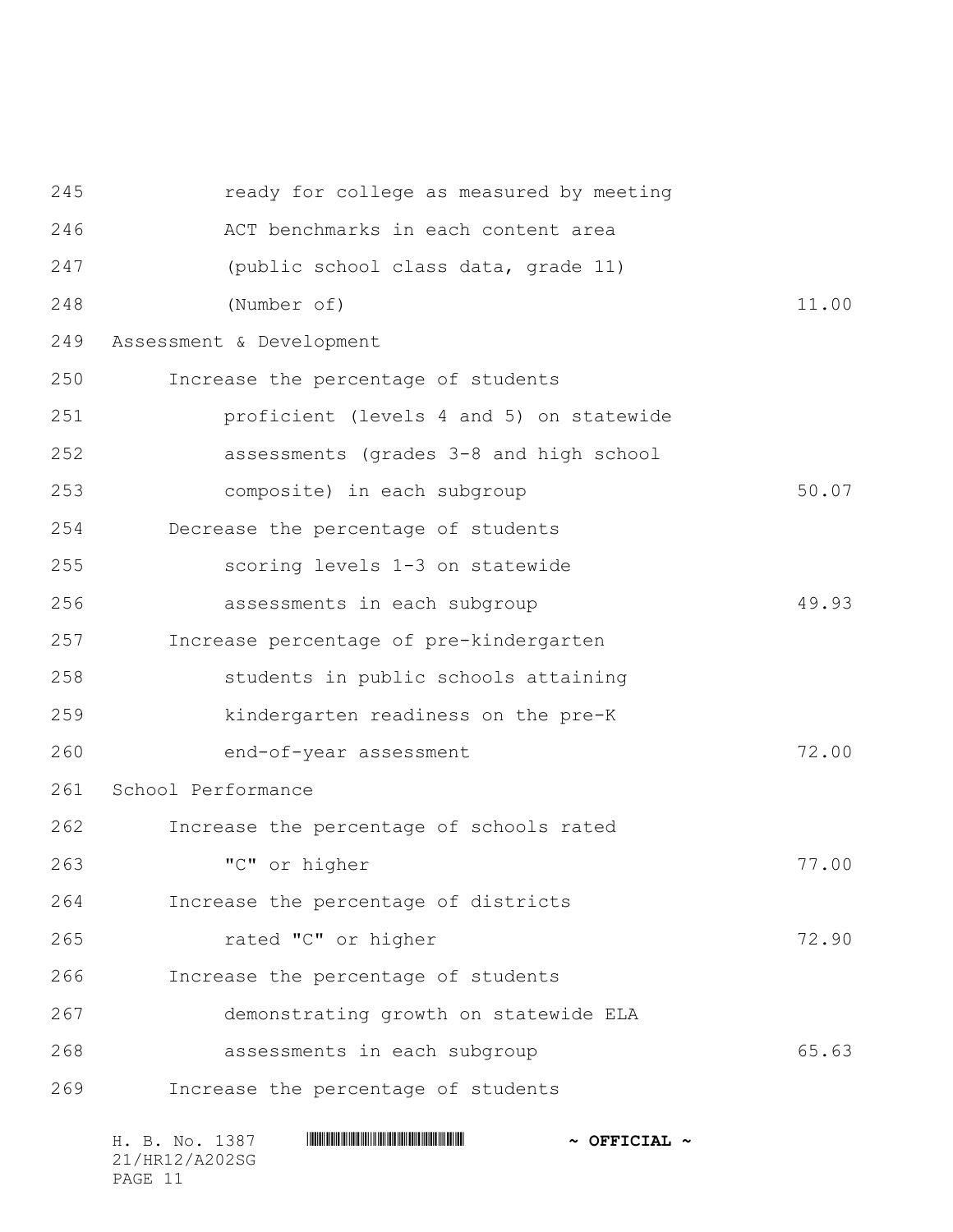| | |
|---|---|
| ready for college as measured by meeting ACT benchmarks in each content area (public school class data, grade 11) (Number of) | 11.00 |
| **Assessment & Development** | |
| Increase the percentage of students proficient (levels 4 and 5) on statewide assessments (grades 3-8 and high school composite) in each subgroup | 50.07 |
| Decrease the percentage of students scoring levels 1-3 on statewide assessments in each subgroup | 49.93 |
| Increase percentage of pre-kindergarten students in public schools attaining kindergarten readiness on the pre-K end-of-year assessment | 72.00 |
| **School Performance** | |
| Increase the percentage of schools rated "C" or higher | 77.00 |
| Increase the percentage of districts rated "C" or higher | 72.90 |
| Increase the percentage of students demonstrating growth on statewide ELA assessments in each subgroup | 65.63 |
| Increase the percentage of students | |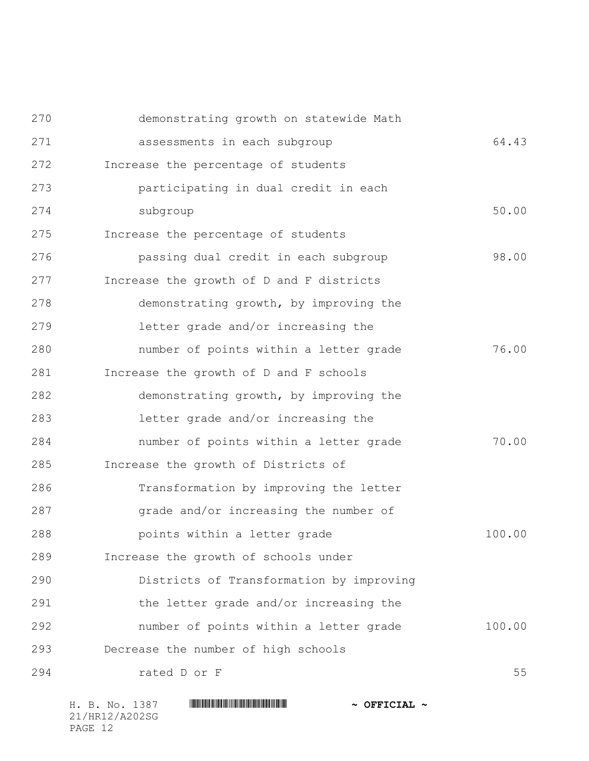| | |
|---|---|
| demonstrating growth on statewide Math assessments in each subgroup | 64.43 |
| Increase the percentage of students participating in dual credit in each subgroup | 50.00 |
| Increase the percentage of students passing dual credit in each subgroup | 98.00 |
| Increase the growth of D and F districts demonstrating growth, by improving the letter grade and/or increasing the number of points within a letter grade | 76.00 |
| Increase the growth of D and F schools demonstrating growth, by improving the letter grade and/or increasing the number of points within a letter grade | 70.00 |
| Increase the growth of Districts of Transformation by improving the letter grade and/or increasing the number of points within a letter grade | 100.00 |
| Increase the growth of schools under Districts of Transformation by improving the letter grade and/or increasing the number of points within a letter grade | 100.00 |
| Decrease the number of high schools rated D or F | 55 |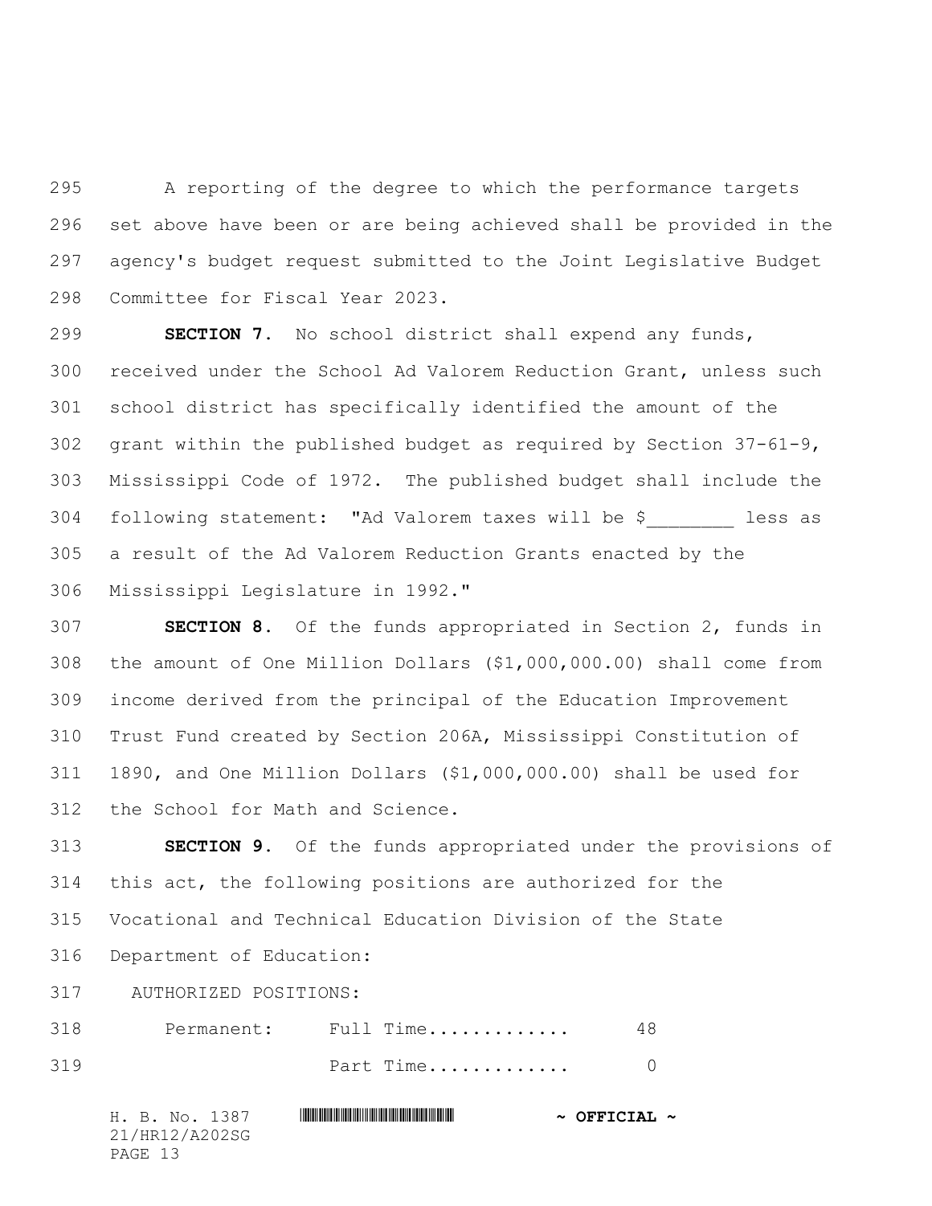A reporting of the degree to which the performance targets set above have been or are being achieved shall be provided in the agency's budget request submitted to the Joint Legislative Budget Committee for Fiscal Year 2023.

**SECTION 7.** No school district shall expend any funds, received under the School Ad Valorem Reduction Grant, unless such school district has specifically identified the amount of the grant within the published budget as required by Section 37-61-9, Mississippi Code of 1972. The published budget shall include the following statement: "Ad Valorem taxes will be $________ less as a result of the Ad Valorem Reduction Grants enacted by the Mississippi Legislature in 1992."

**SECTION 8.** Of the funds appropriated in Section 2, funds in the amount of One Million Dollars ($1,000,000.00) shall come from income derived from the principal of the Education Improvement Trust Fund created by Section 206A, Mississippi Constitution of 1890, and One Million Dollars ($1,000,000.00) shall be used for the School for Math and Science.

**SECTION 9.** Of the funds appropriated under the provisions of this act, the following positions are authorized for the Vocational and Technical Education Division of the State Department of Education:

AUTHORIZED POSITIONS:

| | | |
|---|---|---|
| Permanent: | Full Time............ | 48 |
| | Part Time............ | 0 |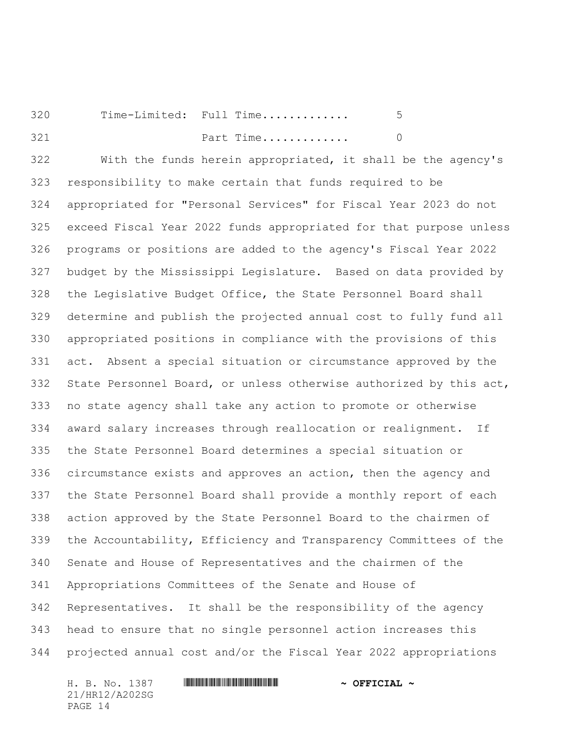Time-Limited: Full Time............. 5

Part Time............. 0

With the funds herein appropriated, it shall be the agency's responsibility to make certain that funds required to be appropriated for "Personal Services" for Fiscal Year 2023 do not exceed Fiscal Year 2022 funds appropriated for that purpose unless programs or positions are added to the agency's Fiscal Year 2022 budget by the Mississippi Legislature. Based on data provided by the Legislative Budget Office, the State Personnel Board shall determine and publish the projected annual cost to fully fund all appropriated positions in compliance with the provisions of this act. Absent a special situation or circumstance approved by the State Personnel Board, or unless otherwise authorized by this act, no state agency shall take any action to promote or otherwise award salary increases through reallocation or realignment. If the State Personnel Board determines a special situation or circumstance exists and approves an action, then the agency and the State Personnel Board shall provide a monthly report of each action approved by the State Personnel Board to the chairmen of the Accountability, Efficiency and Transparency Committees of the Senate and House of Representatives and the chairmen of the Appropriations Committees of the Senate and House of Representatives. It shall be the responsibility of the agency head to ensure that no single personnel action increases this projected annual cost and/or the Fiscal Year 2022 appropriations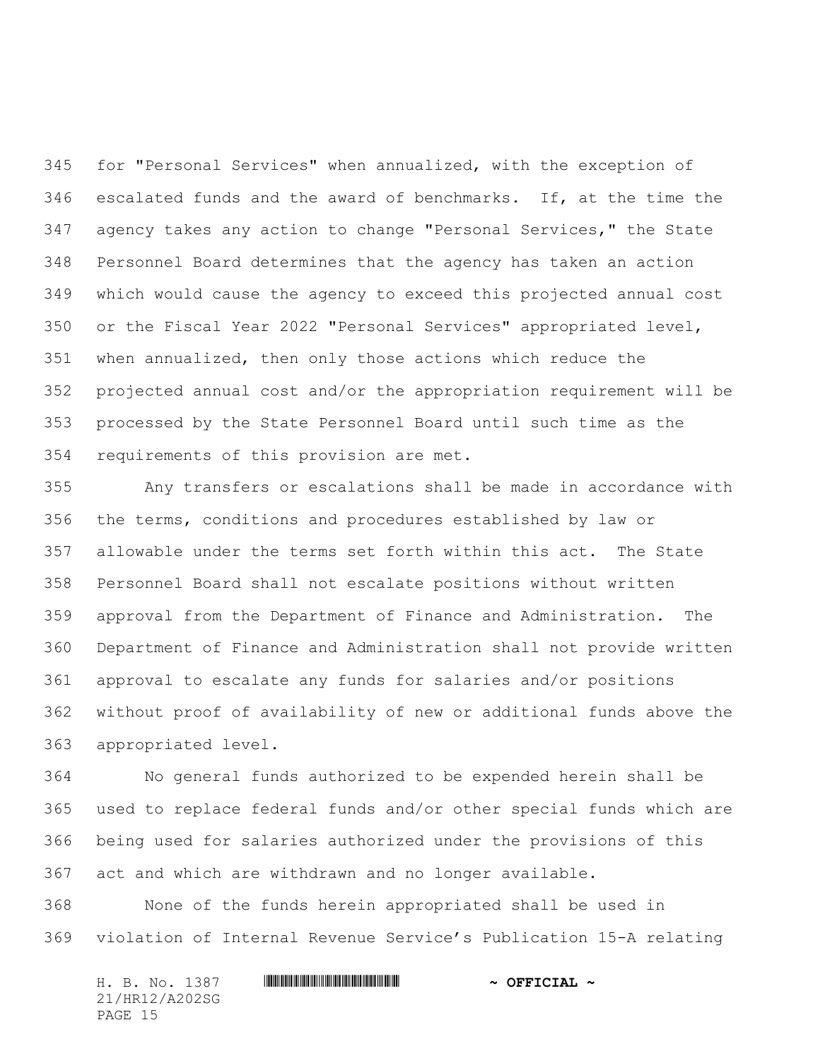for "Personal Services" when annualized, with the exception of escalated funds and the award of benchmarks. If, at the time the agency takes any action to change "Personal Services," the State Personnel Board determines that the agency has taken an action which would cause the agency to exceed this projected annual cost or the Fiscal Year 2022 "Personal Services" appropriated level, when annualized, then only those actions which reduce the projected annual cost and/or the appropriation requirement will be processed by the State Personnel Board until such time as the requirements of this provision are met.

Any transfers or escalations shall be made in accordance with the terms, conditions and procedures established by law or allowable under the terms set forth within this act. The State Personnel Board shall not escalate positions without written approval from the Department of Finance and Administration. The Department of Finance and Administration shall not provide written approval to escalate any funds for salaries and/or positions without proof of availability of new or additional funds above the appropriated level.

No general funds authorized to be expended herein shall be used to replace federal funds and/or other special funds which are being used for salaries authorized under the provisions of this act and which are withdrawn and no longer available.

None of the funds herein appropriated shall be used in violation of Internal Revenue Service's Publication 15-A relating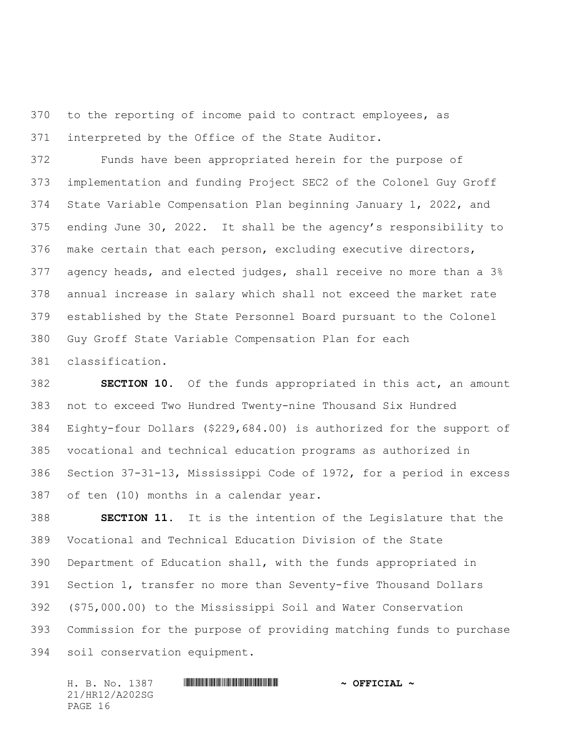to the reporting of income paid to contract employees, as interpreted by the Office of the State Auditor.

Funds have been appropriated herein for the purpose of implementation and funding Project SEC2 of the Colonel Guy Groff State Variable Compensation Plan beginning January 1, 2022, and ending June 30, 2022. It shall be the agency's responsibility to make certain that each person, excluding executive directors, agency heads, and elected judges, shall receive no more than a 3% annual increase in salary which shall not exceed the market rate established by the State Personnel Board pursuant to the Colonel Guy Groff State Variable Compensation Plan for each classification.

**SECTION 10.** Of the funds appropriated in this act, an amount not to exceed Two Hundred Twenty-nine Thousand Six Hundred Eighty-four Dollars ($229,684.00) is authorized for the support of vocational and technical education programs as authorized in Section 37-31-13, Mississippi Code of 1972, for a period in excess of ten (10) months in a calendar year.

**SECTION 11.** It is the intention of the Legislature that the Vocational and Technical Education Division of the State Department of Education shall, with the funds appropriated in Section 1, transfer no more than Seventy-five Thousand Dollars ($75,000.00) to the Mississippi Soil and Water Conservation Commission for the purpose of providing matching funds to purchase soil conservation equipment.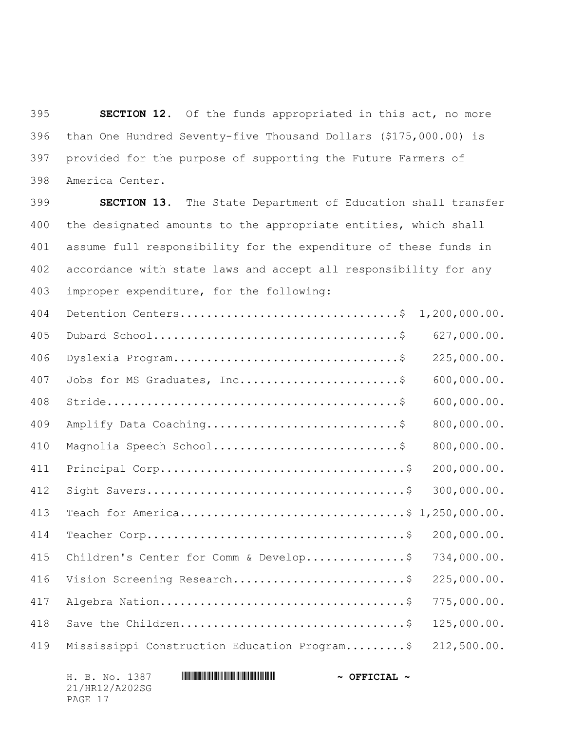**SECTION 12.** Of the funds appropriated in this act, no more than One Hundred Seventy-five Thousand Dollars ($175,000.00) is provided for the purpose of supporting the Future Farmers of America Center.

**SECTION 13.** The State Department of Education shall transfer the designated amounts to the appropriate entities, which shall assume full responsibility for the expenditure of these funds in accordance with state laws and accept all responsibility for any improper expenditure, for the following:

| | |
|---|---|
| Detention Centers | $ 1,200,000.00. |
| Dubard School | $ 627,000.00. |
| Dyslexia Program | $ 225,000.00. |
| Jobs for MS Graduates, Inc | $ 600,000.00. |
| Stride | $ 600,000.00. |
| Amplify Data Coaching | $ 800,000.00. |
| Magnolia Speech School | $ 800,000.00. |
| Principal Corp | $ 200,000.00. |
| Sight Savers | $ 300,000.00. |
| Teach for America | $ 1,250,000.00. |
| Teacher Corp | $ 200,000.00. |
| Children's Center for Comm & Develop | $ 734,000.00. |
| Vision Screening Research | $ 225,000.00. |
| Algebra Nation | $ 775,000.00. |
| Save the Children | $ 125,000.00. |
| Mississippi Construction Education Program | $ 212,500.00. |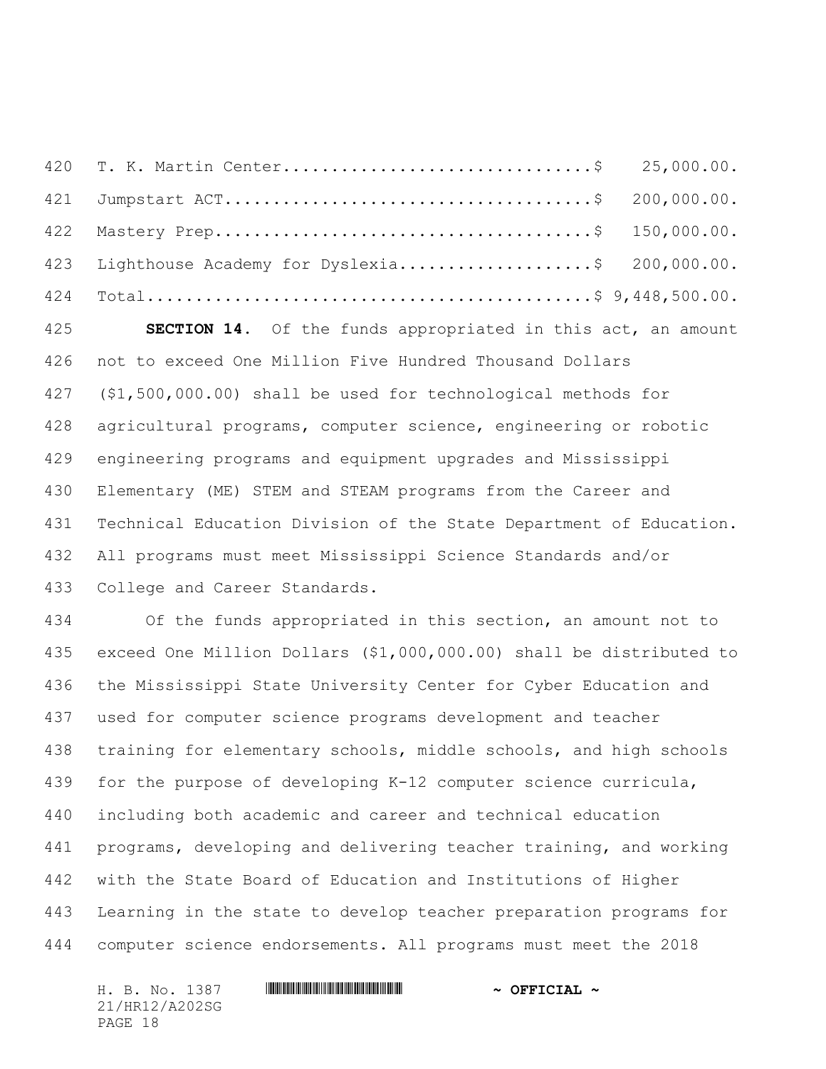| | |
|---|---|
| T. K. Martin Center | $ 25,000.00. |
| Jumpstart ACT | $ 200,000.00. |
| Mastery Prep | $ 150,000.00. |
| Lighthouse Academy for Dyslexia | $ 200,000.00. |
| Total | $ 9,448,500.00. |

**SECTION 14.** Of the funds appropriated in this act, an amount not to exceed One Million Five Hundred Thousand Dollars ($1,500,000.00) shall be used for technological methods for agricultural programs, computer science, engineering or robotic engineering programs and equipment upgrades and Mississippi Elementary (ME) STEM and STEAM programs from the Career and Technical Education Division of the State Department of Education. All programs must meet Mississippi Science Standards and/or College and Career Standards.

Of the funds appropriated in this section, an amount not to exceed One Million Dollars ($1,000,000.00) shall be distributed to the Mississippi State University Center for Cyber Education and used for computer science programs development and teacher training for elementary schools, middle schools, and high schools for the purpose of developing K-12 computer science curricula, including both academic and career and technical education programs, developing and delivering teacher training, and working with the State Board of Education and Institutions of Higher Learning in the state to develop teacher preparation programs for computer science endorsements. All programs must meet the 2018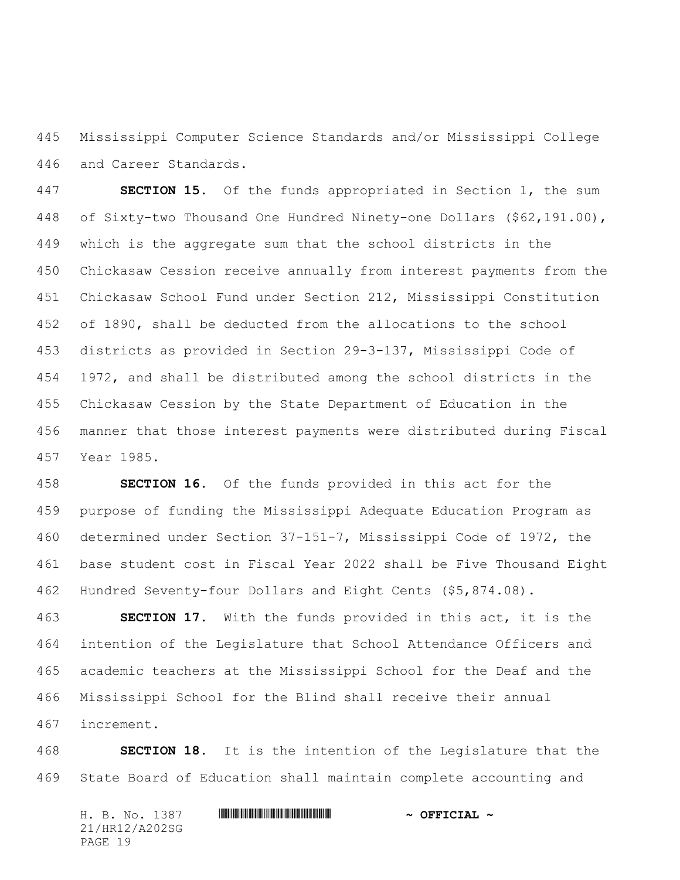Mississippi Computer Science Standards and/or Mississippi College and Career Standards.

**SECTION 15.** Of the funds appropriated in Section 1, the sum of Sixty-two Thousand One Hundred Ninety-one Dollars ($62,191.00), which is the aggregate sum that the school districts in the Chickasaw Cession receive annually from interest payments from the Chickasaw School Fund under Section 212, Mississippi Constitution of 1890, shall be deducted from the allocations to the school districts as provided in Section 29-3-137, Mississippi Code of 1972, and shall be distributed among the school districts in the Chickasaw Cession by the State Department of Education in the manner that those interest payments were distributed during Fiscal Year 1985.

**SECTION 16.** Of the funds provided in this act for the purpose of funding the Mississippi Adequate Education Program as determined under Section 37-151-7, Mississippi Code of 1972, the base student cost in Fiscal Year 2022 shall be Five Thousand Eight Hundred Seventy-four Dollars and Eight Cents ($5,874.08).

**SECTION 17.** With the funds provided in this act, it is the intention of the Legislature that School Attendance Officers and academic teachers at the Mississippi School for the Deaf and the Mississippi School for the Blind shall receive their annual increment.

**SECTION 18.** It is the intention of the Legislature that the State Board of Education shall maintain complete accounting and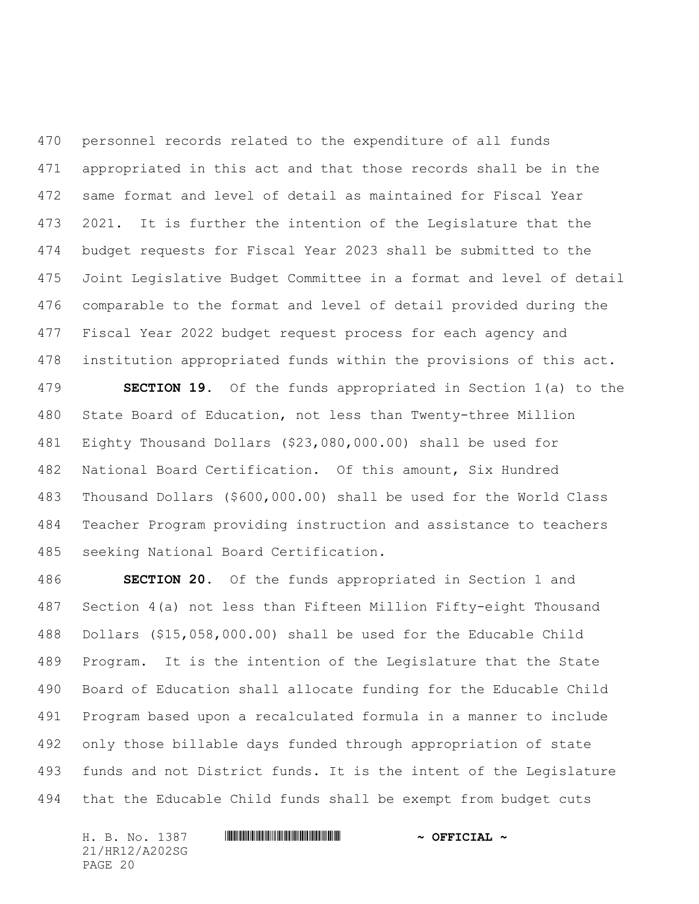personnel records related to the expenditure of all funds appropriated in this act and that those records shall be in the same format and level of detail as maintained for Fiscal Year 2021. It is further the intention of the Legislature that the budget requests for Fiscal Year 2023 shall be submitted to the Joint Legislative Budget Committee in a format and level of detail comparable to the format and level of detail provided during the Fiscal Year 2022 budget request process for each agency and institution appropriated funds within the provisions of this act.

**SECTION 19.** Of the funds appropriated in Section 1(a) to the State Board of Education, not less than Twenty-three Million Eighty Thousand Dollars ($23,080,000.00) shall be used for National Board Certification. Of this amount, Six Hundred Thousand Dollars ($600,000.00) shall be used for the World Class Teacher Program providing instruction and assistance to teachers seeking National Board Certification.

**SECTION 20.** Of the funds appropriated in Section 1 and Section 4(a) not less than Fifteen Million Fifty-eight Thousand Dollars ($15,058,000.00) shall be used for the Educable Child Program. It is the intention of the Legislature that the State Board of Education shall allocate funding for the Educable Child Program based upon a recalculated formula in a manner to include only those billable days funded through appropriation of state funds and not District funds. It is the intent of the Legislature that the Educable Child funds shall be exempt from budget cuts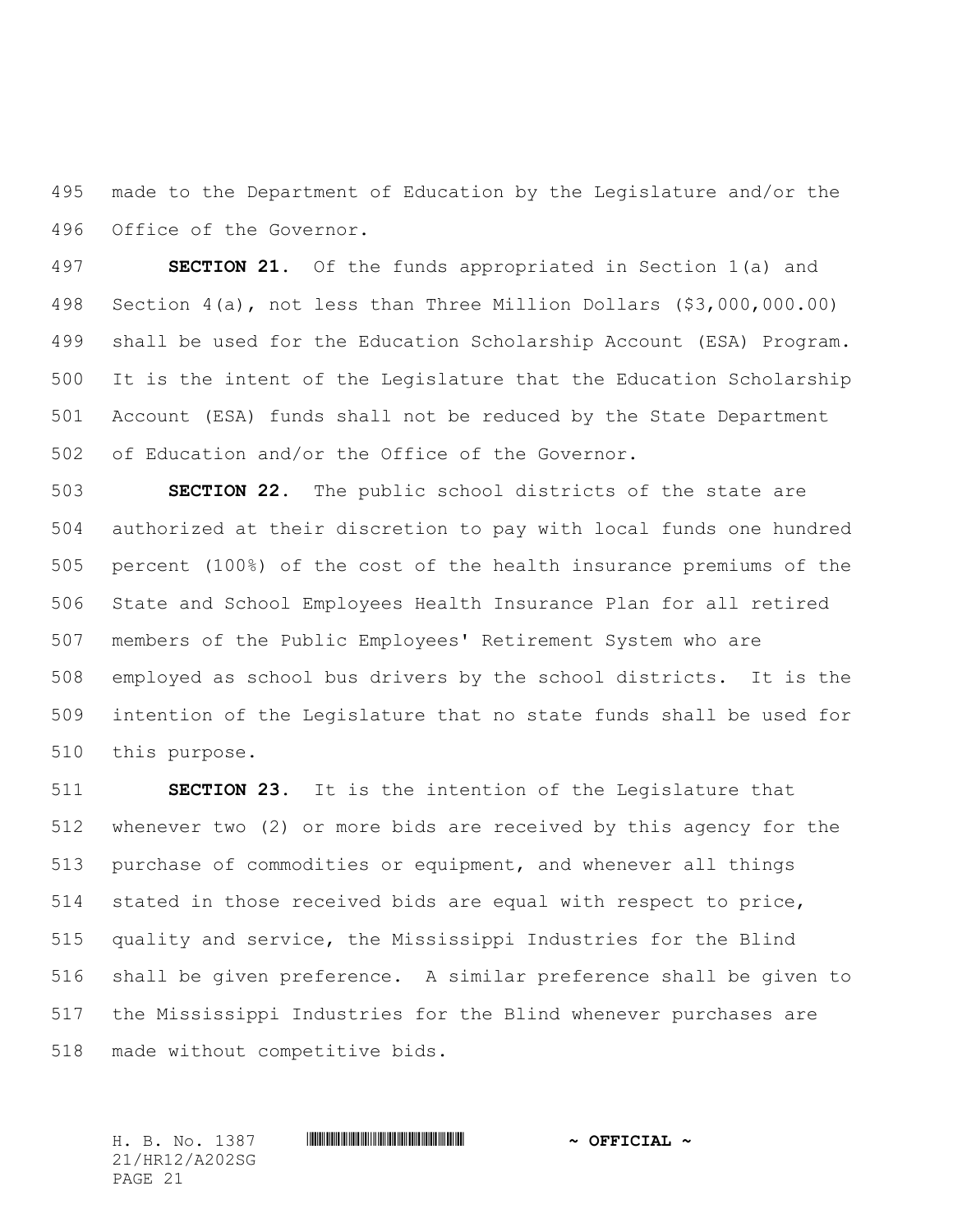made to the Department of Education by the Legislature and/or the Office of the Governor.

**SECTION 21.** Of the funds appropriated in Section 1(a) and Section 4(a), not less than Three Million Dollars ($3,000,000.00) shall be used for the Education Scholarship Account (ESA) Program. It is the intent of the Legislature that the Education Scholarship Account (ESA) funds shall not be reduced by the State Department of Education and/or the Office of the Governor.

**SECTION 22.** The public school districts of the state are authorized at their discretion to pay with local funds one hundred percent (100%) of the cost of the health insurance premiums of the State and School Employees Health Insurance Plan for all retired members of the Public Employees' Retirement System who are employed as school bus drivers by the school districts. It is the intention of the Legislature that no state funds shall be used for this purpose.

**SECTION 23.** It is the intention of the Legislature that whenever two (2) or more bids are received by this agency for the purchase of commodities or equipment, and whenever all things stated in those received bids are equal with respect to price, quality and service, the Mississippi Industries for the Blind shall be given preference. A similar preference shall be given to the Mississippi Industries for the Blind whenever purchases are made without competitive bids.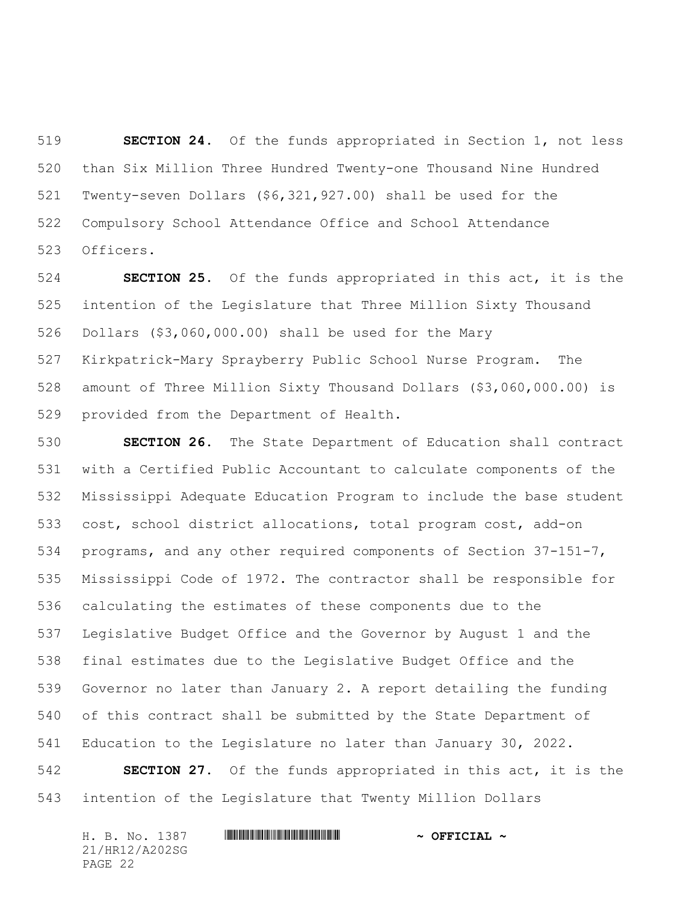**SECTION 24.** Of the funds appropriated in Section 1, not less than Six Million Three Hundred Twenty-one Thousand Nine Hundred Twenty-seven Dollars ($6,321,927.00) shall be used for the Compulsory School Attendance Office and School Attendance Officers.

**SECTION 25.** Of the funds appropriated in this act, it is the intention of the Legislature that Three Million Sixty Thousand Dollars ($3,060,000.00) shall be used for the Mary Kirkpatrick-Mary Sprayberry Public School Nurse Program. The amount of Three Million Sixty Thousand Dollars ($3,060,000.00) is provided from the Department of Health.

**SECTION 26.** The State Department of Education shall contract with a Certified Public Accountant to calculate components of the Mississippi Adequate Education Program to include the base student cost, school district allocations, total program cost, add-on programs, and any other required components of Section 37-151-7, Mississippi Code of 1972. The contractor shall be responsible for calculating the estimates of these components due to the Legislative Budget Office and the Governor by August 1 and the final estimates due to the Legislative Budget Office and the Governor no later than January 2. A report detailing the funding of this contract shall be submitted by the State Department of Education to the Legislature no later than January 30, 2022.

**SECTION 27.** Of the funds appropriated in this act, it is the intention of the Legislature that Twenty Million Dollars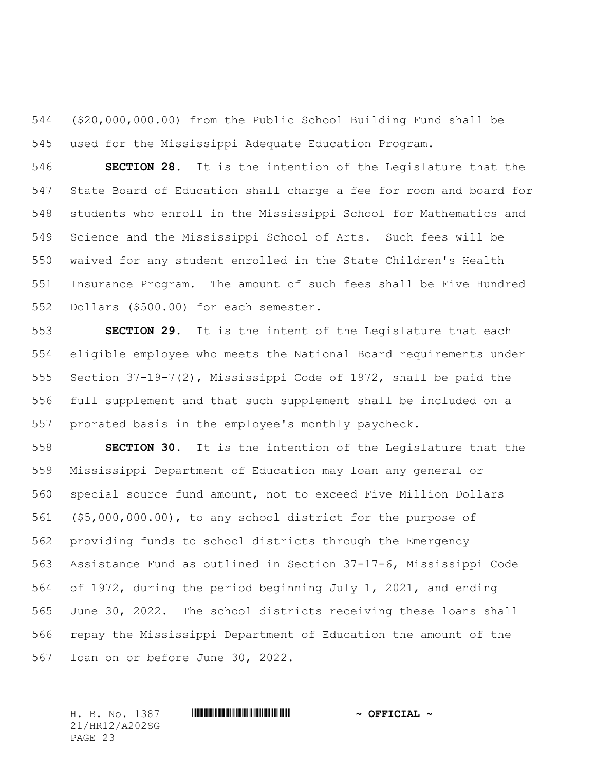($20,000,000.00) from the Public School Building Fund shall be used for the Mississippi Adequate Education Program.

**SECTION 28.** It is the intention of the Legislature that the State Board of Education shall charge a fee for room and board for students who enroll in the Mississippi School for Mathematics and Science and the Mississippi School of Arts. Such fees will be waived for any student enrolled in the State Children's Health Insurance Program. The amount of such fees shall be Five Hundred Dollars ($500.00) for each semester.

**SECTION 29.** It is the intent of the Legislature that each eligible employee who meets the National Board requirements under Section 37-19-7(2), Mississippi Code of 1972, shall be paid the full supplement and that such supplement shall be included on a prorated basis in the employee's monthly paycheck.

**SECTION 30.** It is the intention of the Legislature that the Mississippi Department of Education may loan any general or special source fund amount, not to exceed Five Million Dollars ($5,000,000.00), to any school district for the purpose of providing funds to school districts through the Emergency Assistance Fund as outlined in Section 37-17-6, Mississippi Code of 1972, during the period beginning July 1, 2021, and ending June 30, 2022. The school districts receiving these loans shall repay the Mississippi Department of Education the amount of the loan on or before June 30, 2022.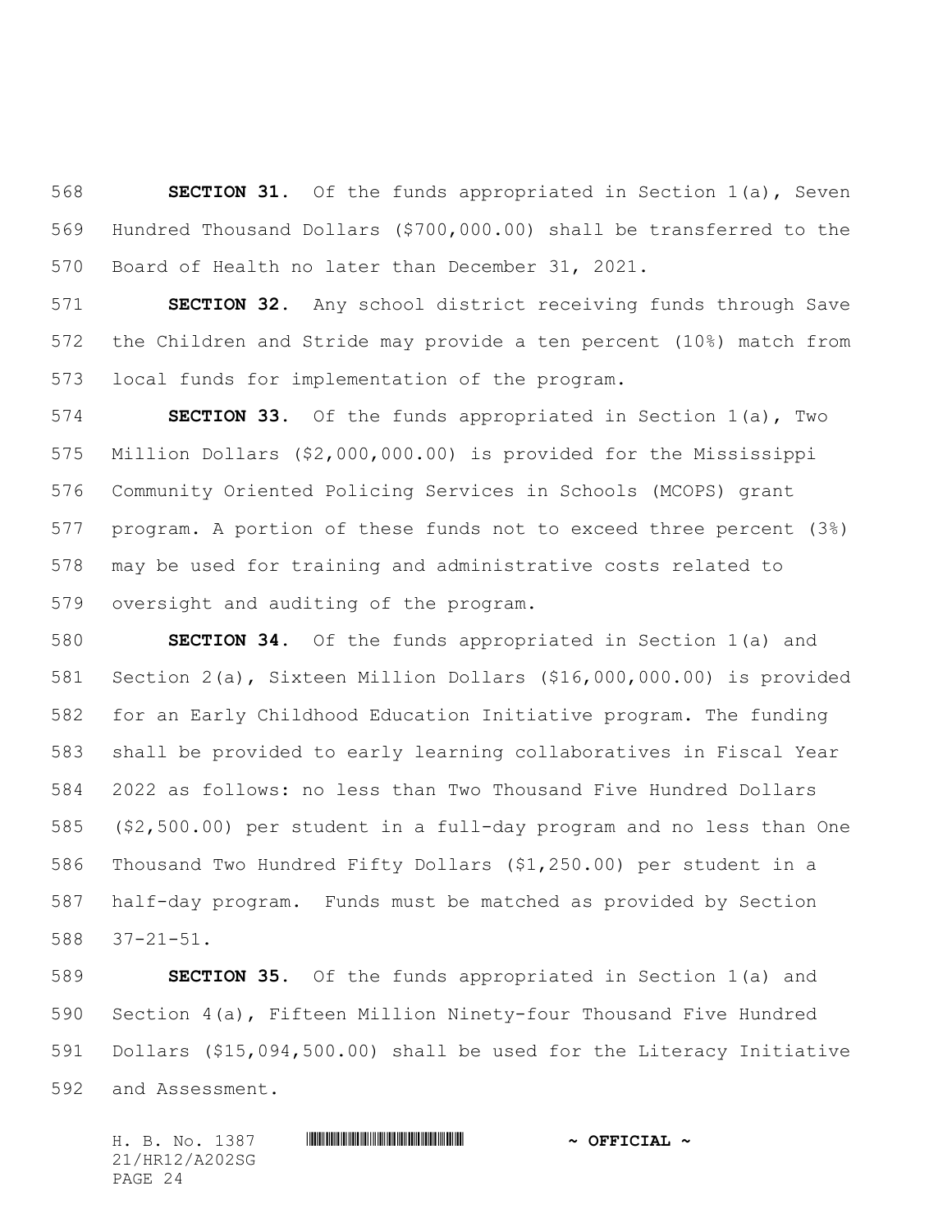**SECTION 31.** Of the funds appropriated in Section 1(a), Seven Hundred Thousand Dollars ($700,000.00) shall be transferred to the Board of Health no later than December 31, 2021.

**SECTION 32.** Any school district receiving funds through Save the Children and Stride may provide a ten percent (10%) match from local funds for implementation of the program.

**SECTION 33.** Of the funds appropriated in Section 1(a), Two Million Dollars ($2,000,000.00) is provided for the Mississippi Community Oriented Policing Services in Schools (MCOPS) grant program. A portion of these funds not to exceed three percent (3%) may be used for training and administrative costs related to oversight and auditing of the program.

**SECTION 34.** Of the funds appropriated in Section 1(a) and Section 2(a), Sixteen Million Dollars ($16,000,000.00) is provided for an Early Childhood Education Initiative program. The funding shall be provided to early learning collaboratives in Fiscal Year 2022 as follows: no less than Two Thousand Five Hundred Dollars ($2,500.00) per student in a full-day program and no less than One Thousand Two Hundred Fifty Dollars ($1,250.00) per student in a half-day program. Funds must be matched as provided by Section 37-21-51.

**SECTION 35.** Of the funds appropriated in Section 1(a) and Section 4(a), Fifteen Million Ninety-four Thousand Five Hundred Dollars ($15,094,500.00) shall be used for the Literacy Initiative and Assessment.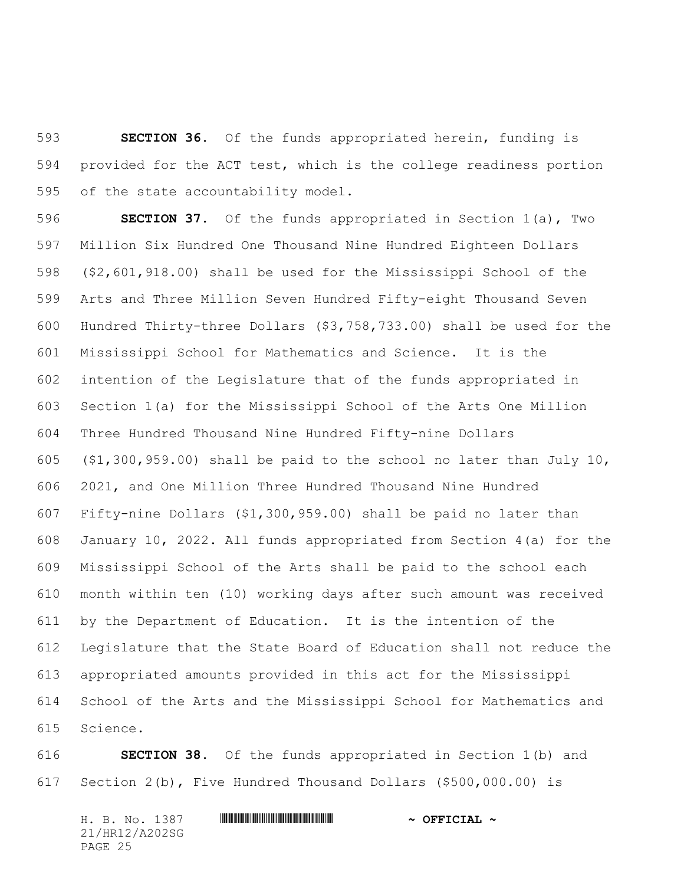**SECTION 36.** Of the funds appropriated herein, funding is provided for the ACT test, which is the college readiness portion of the state accountability model.

**SECTION 37.** Of the funds appropriated in Section 1(a), Two Million Six Hundred One Thousand Nine Hundred Eighteen Dollars ($2,601,918.00) shall be used for the Mississippi School of the Arts and Three Million Seven Hundred Fifty-eight Thousand Seven Hundred Thirty-three Dollars ($3,758,733.00) shall be used for the Mississippi School for Mathematics and Science. It is the intention of the Legislature that of the funds appropriated in Section 1(a) for the Mississippi School of the Arts One Million Three Hundred Thousand Nine Hundred Fifty-nine Dollars ($1,300,959.00) shall be paid to the school no later than July 10, 2021, and One Million Three Hundred Thousand Nine Hundred Fifty-nine Dollars ($1,300,959.00) shall be paid no later than January 10, 2022. All funds appropriated from Section 4(a) for the Mississippi School of the Arts shall be paid to the school each month within ten (10) working days after such amount was received by the Department of Education. It is the intention of the Legislature that the State Board of Education shall not reduce the appropriated amounts provided in this act for the Mississippi School of the Arts and the Mississippi School for Mathematics and Science.

**SECTION 38.** Of the funds appropriated in Section 1(b) and Section 2(b), Five Hundred Thousand Dollars ($500,000.00) is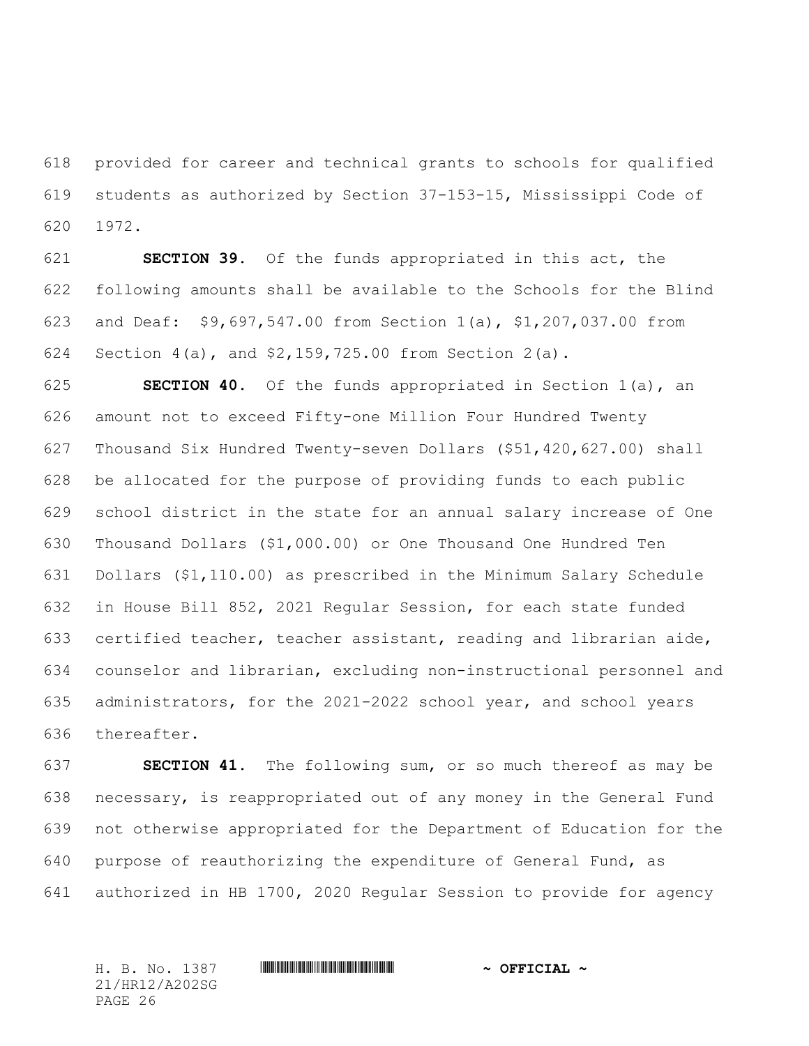provided for career and technical grants to schools for qualified students as authorized by Section 37-153-15, Mississippi Code of 1972.

**SECTION 39.** Of the funds appropriated in this act, the following amounts shall be available to the Schools for the Blind and Deaf: $9,697,547.00 from Section 1(a), $1,207,037.00 from Section 4(a), and $2,159,725.00 from Section 2(a).

**SECTION 40.** Of the funds appropriated in Section 1(a), an amount not to exceed Fifty-one Million Four Hundred Twenty Thousand Six Hundred Twenty-seven Dollars ($51,420,627.00) shall be allocated for the purpose of providing funds to each public school district in the state for an annual salary increase of One Thousand Dollars ($1,000.00) or One Thousand One Hundred Ten Dollars ($1,110.00) as prescribed in the Minimum Salary Schedule in House Bill 852, 2021 Regular Session, for each state funded certified teacher, teacher assistant, reading and librarian aide, counselor and librarian, excluding non-instructional personnel and administrators, for the 2021-2022 school year, and school years thereafter.

**SECTION 41.** The following sum, or so much thereof as may be necessary, is reappropriated out of any money in the General Fund not otherwise appropriated for the Department of Education for the purpose of reauthorizing the expenditure of General Fund, as authorized in HB 1700, 2020 Regular Session to provide for agency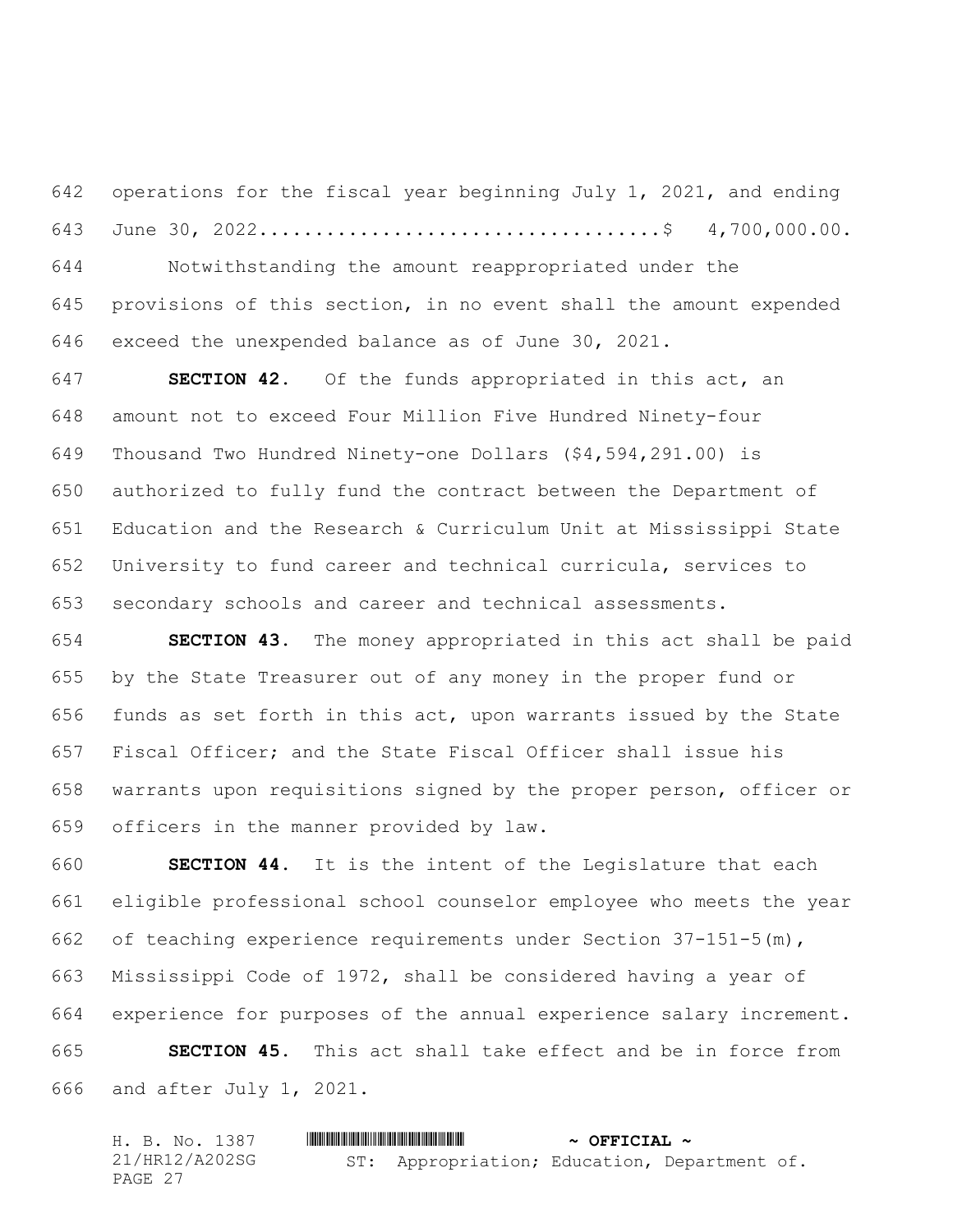operations for the fiscal year beginning July 1, 2021, and ending June 30, 2022..................................$ 4,700,000.00.

Notwithstanding the amount reappropriated under the provisions of this section, in no event shall the amount expended exceed the unexpended balance as of June 30, 2021.

**SECTION 42.** Of the funds appropriated in this act, an amount not to exceed Four Million Five Hundred Ninety-four Thousand Two Hundred Ninety-one Dollars ($4,594,291.00) is authorized to fully fund the contract between the Department of Education and the Research & Curriculum Unit at Mississippi State University to fund career and technical curricula, services to secondary schools and career and technical assessments.

**SECTION 43.** The money appropriated in this act shall be paid by the State Treasurer out of any money in the proper fund or funds as set forth in this act, upon warrants issued by the State Fiscal Officer; and the State Fiscal Officer shall issue his warrants upon requisitions signed by the proper person, officer or officers in the manner provided by law.

**SECTION 44.** It is the intent of the Legislature that each eligible professional school counselor employee who meets the year of teaching experience requirements under Section 37-151-5(m), Mississippi Code of 1972, shall be considered having a year of experience for purposes of the annual experience salary increment.

**SECTION 45.** This act shall take effect and be in force from and after July 1, 2021.